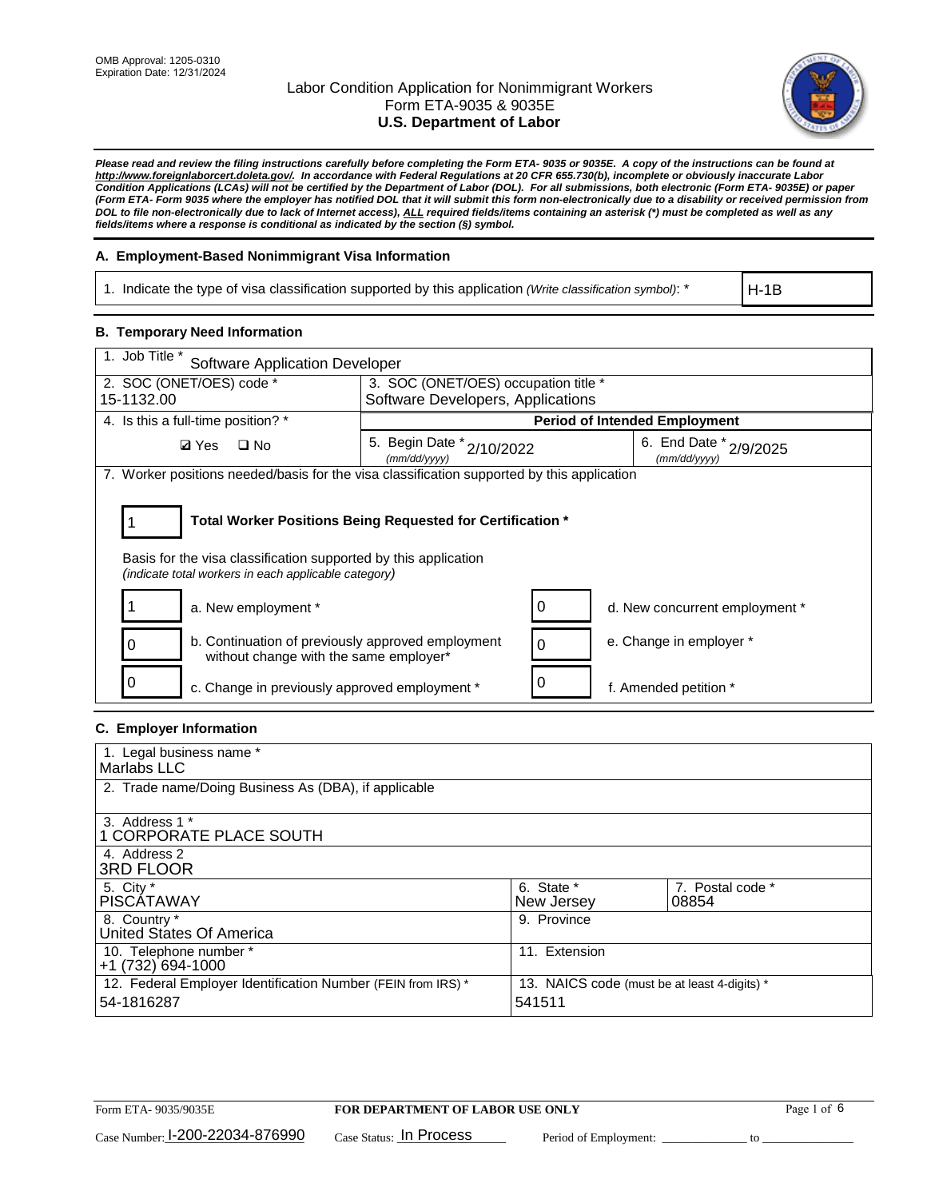OMB Approval: 1205-0310
Expiration Date: 12/31/2024

# Labor Condition Application for Nonimmigrant Workers
## Form ETA-9035 & 9035E
## U.S. Department of Labor

***Please read and review the filing instructions carefully before completing the Form ETA- 9035 or 9035E. A copy of the instructions can be found at http://www.foreignlaborcert.doleta.gov/. In accordance with Federal Regulations at 20 CFR 655.730(b), incomplete or obviously inaccurate Labor Condition Applications (LCAs) will not be certified by the Department of Labor (DOL). For all submissions, both electronic (Form ETA- 9035E) or paper (Form ETA- Form 9035 where the employer has notified DOL that it will submit this form non-electronically due to a disability or received permission from DOL to file non-electronically due to lack of Internet access), ALL required fields/items containing an asterisk (*) must be completed as well as any fields/items where a response is conditional as indicated by the section (§) symbol.***

### A. Employment-Based Nonimmigrant Visa Information

| 1. Indicate the type of visa classification supported by this application *(Write classification symbol)*: * | H-1B |
|---|---|

### B. Temporary Need Information

| 1. Job Title * Software Application Developer | | |
|---|---|---|
| 2. SOC (ONET/OES) code * 15-1132.00 | 3. SOC (ONET/OES) occupation title * Software Developers, Applications | |
| 4. Is this a full-time position? * | Period of Intended Employment | |
| ☑ Yes ☐ No | 5. Begin Date * (mm/dd/yyyy) 2/10/2022 | 6. End Date * (mm/dd/yyyy) 2/9/2025 |

7. Worker positions needed/basis for the visa classification supported by this application

**1** — **Total Worker Positions Being Requested for Certification ***

Basis for the visa classification supported by this application
*(indicate total workers in each applicable category)*

| Count | Category | Count | Category |
|---|---|---|---|
| 1 | a. New employment * | 0 | d. New concurrent employment * |
| 0 | b. Continuation of previously approved employment without change with the same employer* | 0 | e. Change in employer * |
| 0 | c. Change in previously approved employment * | 0 | f. Amended petition * |

### C. Employer Information

| 1. Legal business name * Marlabs LLC | | |
|---|---|---|
| 2. Trade name/Doing Business As (DBA), if applicable | | |
| 3. Address 1 * 1 CORPORATE PLACE SOUTH | | |
| 4. Address 2 3RD FLOOR | | |
| 5. City * PISCATAWAY | 6. State * New Jersey | 7. Postal code * 08854 |
| 8. Country * United States Of America | 9. Province | |
| 10. Telephone number * +1 (732) 694-1000 | 11. Extension | |
| 12. Federal Employer Identification Number (FEIN from IRS) * 54-1816287 | 13. NAICS code (must be at least 4-digits) * 541511 | |

Form ETA- 9035/9035E — **FOR DEPARTMENT OF LABOR USE ONLY**

Case Number: I-200-22034-876990 Case Status: In Process Period of Employment: ______________ to ______________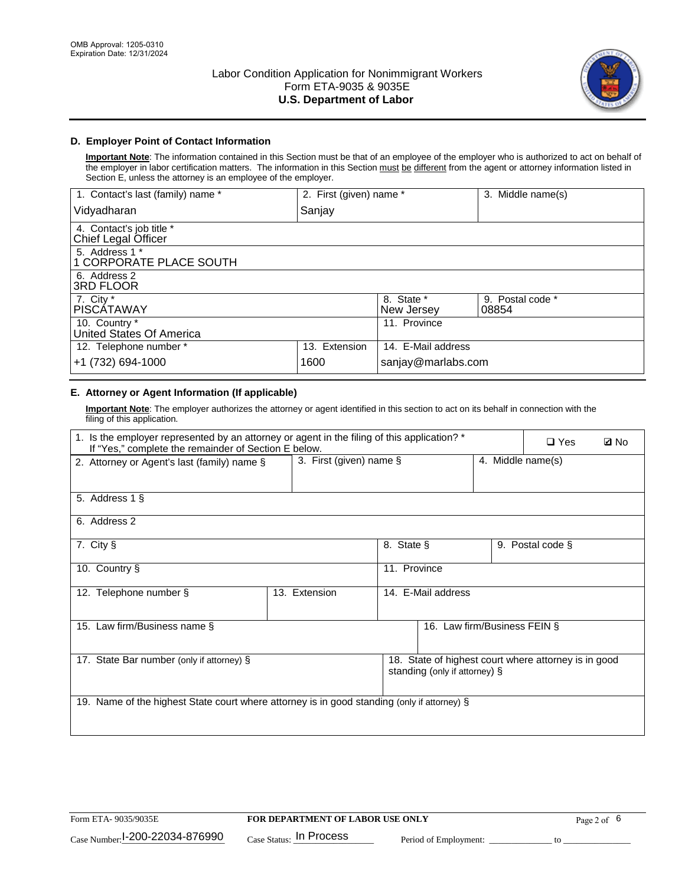OMB Approval: 1205-0310
Expiration Date: 12/31/2024

# Labor Condition Application for Nonimmigrant Workers
## Form ETA-9035 & 9035E
## U.S. Department of Labor

### D. Employer Point of Contact Information

**Important Note**: The information contained in this Section must be that of an employee of the employer who is authorized to act on behalf of the employer in labor certification matters. The information in this Section must be different from the agent or attorney information listed in Section E, unless the attorney is an employee of the employer.

| 1. Contact's last (family) name * | 2. First (given) name * | 3. Middle name(s) |
|---|---|---|
| Vidyadharan | Sanjay | |

| 4. Contact's job title * |
|---|
| Chief Legal Officer |

| 5. Address 1 * |
|---|
| 1 CORPORATE PLACE SOUTH |

| 6. Address 2 |
|---|
| 3RD FLOOR |

| 7. City * | 8. State * | 9. Postal code * |
|---|---|---|
| PISCATAWAY | New Jersey | 08854 |

| 10. Country * | 11. Province |
|---|---|
| United States Of America | |

| 12. Telephone number * | 13. Extension | 14. E-Mail address |
|---|---|---|
| +1 (732) 694-1000 | 1600 | sanjay@marlabs.com |

### E. Attorney or Agent Information (If applicable)

**Important Note**: The employer authorizes the attorney or agent identified in this section to act on its behalf in connection with the filing of this application.

| 1. Is the employer represented by an attorney or agent in the filing of this application? * If "Yes," complete the remainder of Section E below. | ❑ Yes | ☑ No |
|---|---|---|

| 2. Attorney or Agent's last (family) name § | 3. First (given) name § | 4. Middle name(s) |
|---|---|---|
| | | |

| 5. Address 1 § |
|---|
| |

| 6. Address 2 |
|---|
| |

| 7. City § | 8. State § | 9. Postal code § |
|---|---|---|
| | | |

| 10. Country § | 11. Province |
|---|---|
| | |

| 12. Telephone number § | 13. Extension | 14. E-Mail address |
|---|---|---|
| | | |

| 15. Law firm/Business name § | 16. Law firm/Business FEIN § |
|---|---|
| | |

| 17. State Bar number (only if attorney) § | 18. State of highest court where attorney is in good standing (only if attorney) § |
|---|---|
| | |

| 19. Name of the highest State court where attorney is in good standing (only if attorney) § |
|---|
| |

Form ETA- 9035/9035E | **FOR DEPARTMENT OF LABOR USE ONLY**

Case Number: I-200-22034-876990 | Case Status: In Process | Period of Employment: _____________ to _______________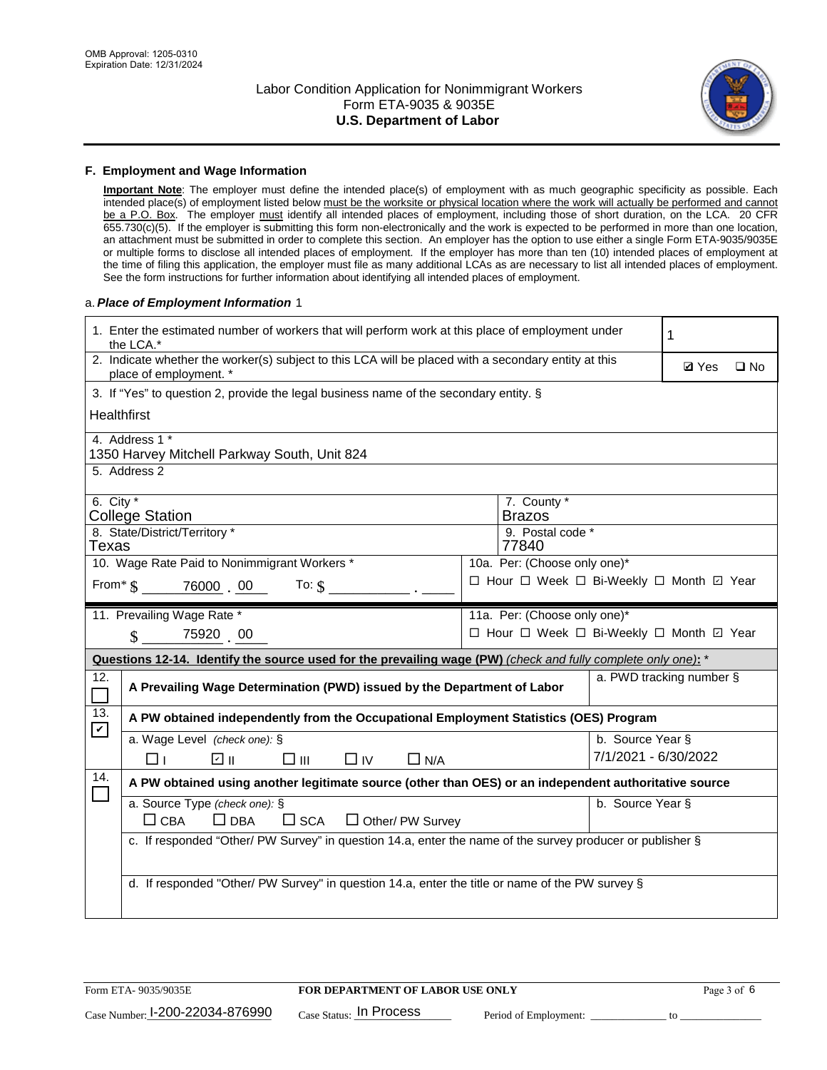## F. Employment and Wage Information

**Important Note**: The employer must define the intended place(s) of employment with as much geographic specificity as possible. Each intended place(s) of employment listed below must be the worksite or physical location where the work will actually be performed and cannot be a P.O. Box. The employer must identify all intended places of employment, including those of short duration, on the LCA. 20 CFR 655.730(c)(5). If the employer is submitting this form non-electronically and the work is expected to be performed in more than one location, an attachment must be submitted in order to complete this section. An employer has the option to use either a single Form ETA-9035/9035E or multiple forms to disclose all intended places of employment. If the employer has more than ten (10) intended places of employment at the time of filing this application, the employer must file as many additional LCAs as are necessary to list all intended places of employment. See the form instructions for further information about identifying all intended places of employment.

a. *Place of Employment Information* 1

| | |
|---|---|
| 1. Enter the estimated number of workers that will perform work at this place of employment under the LCA.* | 1 |
| 2. Indicate whether the worker(s) subject to this LCA will be placed with a secondary entity at this place of employment. * | ☑ Yes ☐ No |
| 3. If "Yes" to question 2, provide the legal business name of the secondary entity. § Healthfirst | |
| 4. Address 1 * 1350 Harvey Mitchell Parkway South, Unit 824 | |
| 5. Address 2 | |
| 6. City * College Station | 7. County * Brazos |
| 8. State/District/Territory * Texas | 9. Postal code * 77840 |
| 10. Wage Rate Paid to Nonimmigrant Workers * From* $ 76000 . 00 To: $ | 10a. Per: (Choose only one)* ☐ Hour ☐ Week ☐ Bi-Weekly ☐ Month ☑ Year |
| 11. Prevailing Wage Rate * $ 75920 . 00 | 11a. Per: (Choose only one)* ☐ Hour ☐ Week ☐ Bi-Weekly ☐ Month ☑ Year |

**Questions 12-14. Identify the source used for the prevailing wage (PW)** *(check and fully complete only one)*: *

| | | |
|---|---|---|
| 12. ☐ | **A Prevailing Wage Determination (PWD) issued by the Department of Labor** | a. PWD tracking number § |
| 13. ☑ | **A PW obtained independently from the Occupational Employment Statistics (OES) Program** | |
| | a. Wage Level *(check one)*: § ☐ I ☑ II ☐ III ☐ IV ☐ N/A | b. Source Year § 7/1/2021 - 6/30/2022 |
| 14. ☐ | **A PW obtained using another legitimate source (other than OES) or an independent authoritative source** | |
| | a. Source Type *(check one)*: § ☐ CBA ☐ DBA ☐ SCA ☐ Other/ PW Survey | b. Source Year § |
| | c. If responded "Other/ PW Survey" in question 14.a, enter the name of the survey producer or publisher § | |
| | d. If responded "Other/ PW Survey" in question 14.a, enter the title or name of the PW survey § | |

Form ETA- 9035/9035E | **FOR DEPARTMENT OF LABOR USE ONLY**

Case Number: I-200-22034-876990 Case Status: In Process Period of Employment: _____________ to _______________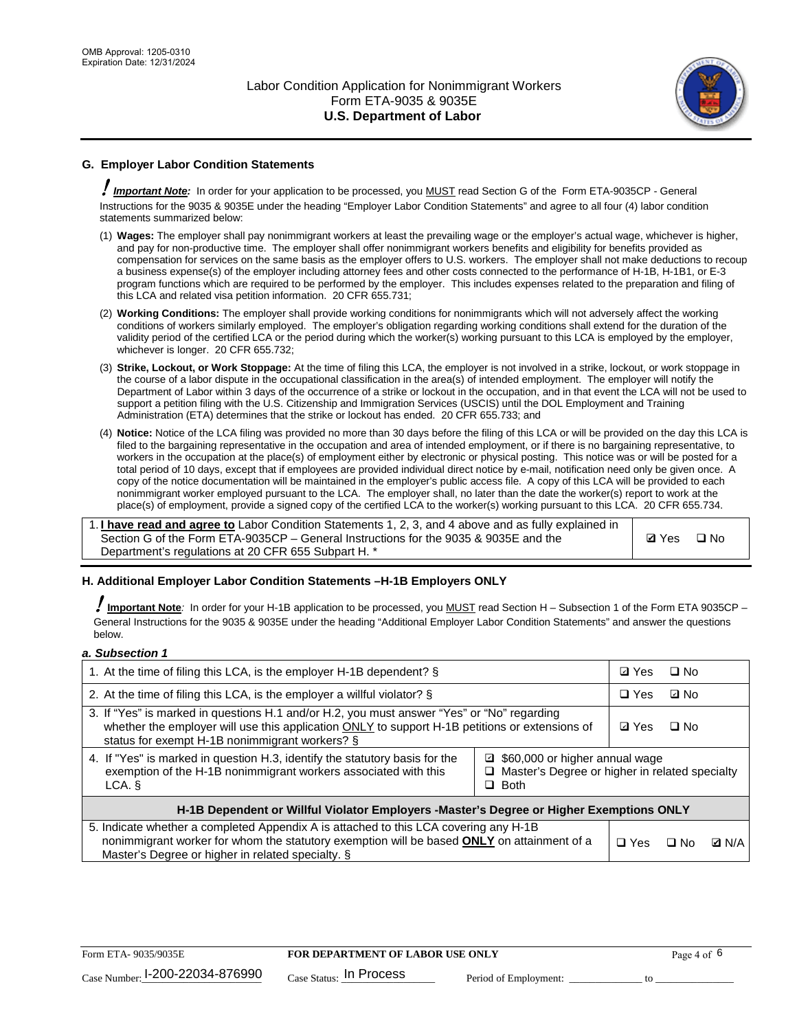## G. Employer Labor Condition Statements

! ***Important Note:*** In order for your application to be processed, you MUST read Section G of the Form ETA-9035CP - General Instructions for the 9035 & 9035E under the heading "Employer Labor Condition Statements" and agree to all four (4) labor condition statements summarized below:

(1) **Wages:** The employer shall pay nonimmigrant workers at least the prevailing wage or the employer's actual wage, whichever is higher, and pay for non-productive time. The employer shall offer nonimmigrant workers benefits and eligibility for benefits provided as compensation for services on the same basis as the employer offers to U.S. workers. The employer shall not make deductions to recoup a business expense(s) of the employer including attorney fees and other costs connected to the performance of H-1B, H-1B1, or E-3 program functions which are required to be performed by the employer. This includes expenses related to the preparation and filing of this LCA and related visa petition information. 20 CFR 655.731;

(2) **Working Conditions:** The employer shall provide working conditions for nonimmigrants which will not adversely affect the working conditions of workers similarly employed. The employer's obligation regarding working conditions shall extend for the duration of the validity period of the certified LCA or the period during which the worker(s) working pursuant to this LCA is employed by the employer, whichever is longer. 20 CFR 655.732;

(3) **Strike, Lockout, or Work Stoppage:** At the time of filing this LCA, the employer is not involved in a strike, lockout, or work stoppage in the course of a labor dispute in the occupational classification in the area(s) of intended employment. The employer will notify the Department of Labor within 3 days of the occurrence of a strike or lockout in the occupation, and in that event the LCA will not be used to support a petition filing with the U.S. Citizenship and Immigration Services (USCIS) until the DOL Employment and Training Administration (ETA) determines that the strike or lockout has ended. 20 CFR 655.733; and

(4) **Notice:** Notice of the LCA filing was provided no more than 30 days before the filing of this LCA or will be provided on the day this LCA is filed to the bargaining representative in the occupation and area of intended employment, or if there is no bargaining representative, to workers in the occupation at the place(s) of employment either by electronic or physical posting. This notice was or will be posted for a total period of 10 days, except that if employees are provided individual direct notice by e-mail, notification need only be given once. A copy of the notice documentation will be maintained in the employer's public access file. A copy of this LCA will be provided to each nonimmigrant worker employed pursuant to the LCA. The employer shall, no later than the date the worker(s) report to work at the place(s) of employment, provide a signed copy of the certified LCA to the worker(s) working pursuant to this LCA. 20 CFR 655.734.

| | |
|---|---|
| 1. **I have read and agree to** Labor Condition Statements 1, 2, 3, and 4 above and as fully explained in Section G of the Form ETA-9035CP – General Instructions for the 9035 & 9035E and the Department's regulations at 20 CFR 655 Subpart H. * | ☑ Yes ☐ No |

## H. Additional Employer Labor Condition Statements –H-1B Employers ONLY

! **Important Note**: In order for your H-1B application to be processed, you MUST read Section H – Subsection 1 of the Form ETA 9035CP – General Instructions for the 9035 & 9035E under the heading "Additional Employer Labor Condition Statements" and answer the questions below.

***a. Subsection 1***

| | | |
|---|---|---|
| 1. At the time of filing this LCA, is the employer H-1B dependent? § | | ☑ Yes ☐ No |
| 2. At the time of filing this LCA, is the employer a willful violator? § | | ☐ Yes ☑ No |
| 3. If "Yes" is marked in questions H.1 and/or H.2, you must answer "Yes" or "No" regarding whether the employer will use this application ONLY to support H-1B petitions or extensions of status for exempt H-1B nonimmigrant workers? § | | ☑ Yes ☐ No |
| 4. If "Yes" is marked in question H.3, identify the statutory basis for the exemption of the H-1B nonimmigrant workers associated with this LCA. § | ☑ $60,000 or higher annual wage<br>☐ Master's Degree or higher in related specialty<br>☐ Both | |
| **H-1B Dependent or Willful Violator Employers -Master's Degree or Higher Exemptions ONLY** | | |
| 5. Indicate whether a completed Appendix A is attached to this LCA covering any H-1B nonimmigrant worker for whom the statutory exemption will be based **ONLY** on attainment of a Master's Degree or higher in related specialty. § | | ☐ Yes ☐ No ☑ N/A |

Form ETA- 9035/9035E | **FOR DEPARTMENT OF LABOR USE ONLY**

Case Number: I-200-22034-876990 Case Status: In Process Period of Employment: ______________ to ______________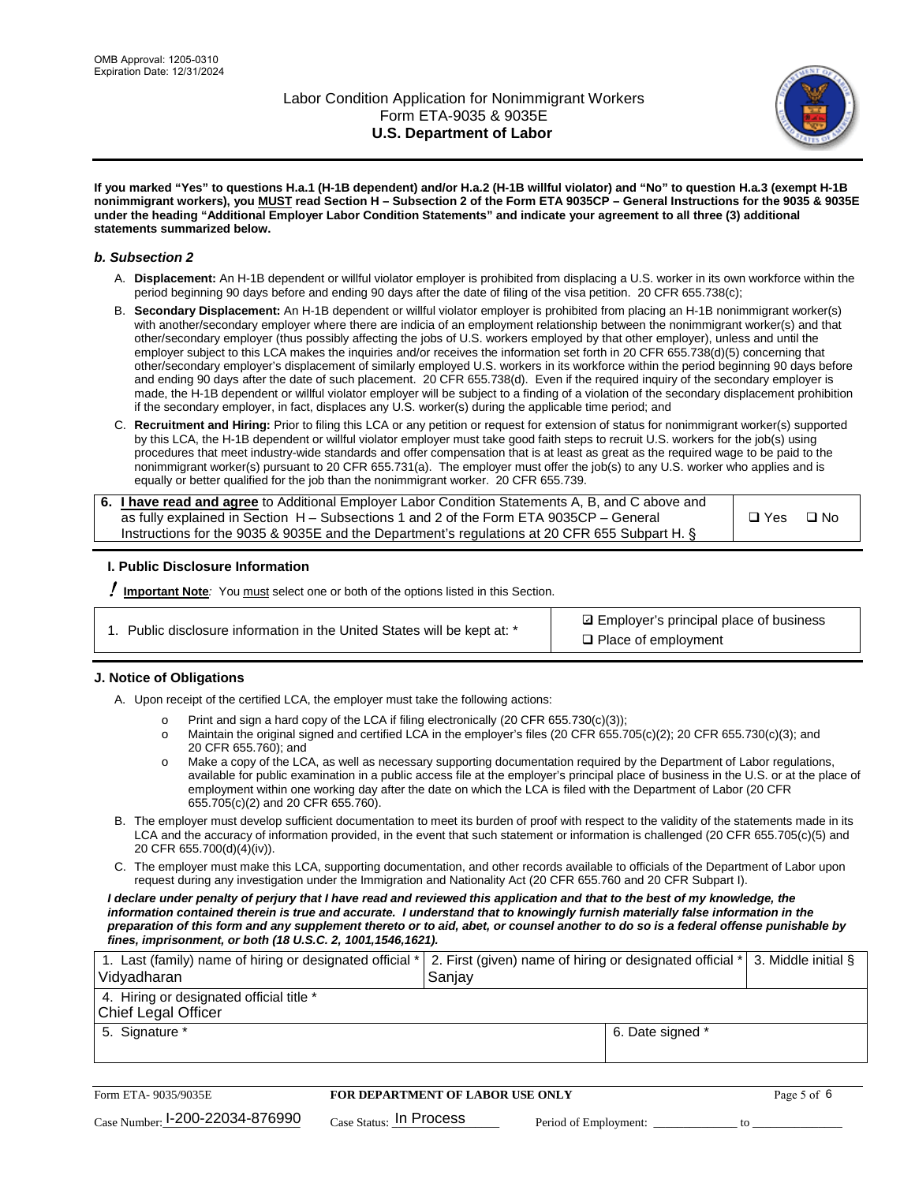If you marked "Yes" to questions H.a.1 (H-1B dependent) and/or H.a.2 (H-1B willful violator) and "No" to question H.a.3 (exempt H-1B nonimmigrant workers), you MUST read Section H – Subsection 2 of the Form ETA 9035CP – General Instructions for the 9035 & 9035E under the heading "Additional Employer Labor Condition Statements" and indicate your agreement to all three (3) additional statements summarized below.

### b. Subsection 2

A. **Displacement:** An H-1B dependent or willful violator employer is prohibited from displacing a U.S. worker in its own workforce within the period beginning 90 days before and ending 90 days after the date of filing of the visa petition. 20 CFR 655.738(c);

B. **Secondary Displacement:** An H-1B dependent or willful violator employer is prohibited from placing an H-1B nonimmigrant worker(s) with another/secondary employer where there are indicia of an employment relationship between the nonimmigrant worker(s) and that other/secondary employer (thus possibly affecting the jobs of U.S. workers employed by that other employer), unless and until the employer subject to this LCA makes the inquiries and/or receives the information set forth in 20 CFR 655.738(d)(5) concerning that other/secondary employer's displacement of similarly employed U.S. workers in its workforce within the period beginning 90 days before and ending 90 days after the date of such placement. 20 CFR 655.738(d). Even if the required inquiry of the secondary employer is made, the H-1B dependent or willful violator employer will be subject to a finding of a violation of the secondary displacement prohibition if the secondary employer, in fact, displaces any U.S. worker(s) during the applicable time period; and

C. **Recruitment and Hiring:** Prior to filing this LCA or any petition or request for extension of status for nonimmigrant worker(s) supported by this LCA, the H-1B dependent or willful violator employer must take good faith steps to recruit U.S. workers for the job(s) using procedures that meet industry-wide standards and offer compensation that is at least as great as the required wage to be paid to the nonimmigrant worker(s) pursuant to 20 CFR 655.731(a). The employer must offer the job(s) to any U.S. worker who applies and is equally or better qualified for the job than the nonimmigrant worker. 20 CFR 655.739.

| 6. **I have read and agree** to Additional Employer Labor Condition Statements A, B, and C above and as fully explained in Section H – Subsections 1 and 2 of the Form ETA 9035CP – General Instructions for the 9035 & 9035E and the Department's regulations at 20 CFR 655 Subpart H. § | ❑ Yes ❑ No |
|---|---|

## I. Public Disclosure Information

**! Important Note:** You must select one or both of the options listed in this Section.

| 1. Public disclosure information in the United States will be kept at: * | ☑ Employer's principal place of business<br>❑ Place of employment |
|---|---|

## J. Notice of Obligations

A. Upon receipt of the certified LCA, the employer must take the following actions:

- Print and sign a hard copy of the LCA if filing electronically (20 CFR 655.730(c)(3));
- Maintain the original signed and certified LCA in the employer's files (20 CFR 655.705(c)(2); 20 CFR 655.730(c)(3); and 20 CFR 655.760); and
- Make a copy of the LCA, as well as necessary supporting documentation required by the Department of Labor regulations, available for public examination in a public access file at the employer's principal place of business in the U.S. or at the place of employment within one working day after the date on which the LCA is filed with the Department of Labor (20 CFR 655.705(c)(2) and 20 CFR 655.760).

B. The employer must develop sufficient documentation to meet its burden of proof with respect to the validity of the statements made in its LCA and the accuracy of information provided, in the event that such statement or information is challenged (20 CFR 655.705(c)(5) and 20 CFR 655.700(d)(4)(iv)).

C. The employer must make this LCA, supporting documentation, and other records available to officials of the Department of Labor upon request during any investigation under the Immigration and Nationality Act (20 CFR 655.760 and 20 CFR Subpart I).

***I declare under penalty of perjury that I have read and reviewed this application and that to the best of my knowledge, the information contained therein is true and accurate. I understand that to knowingly furnish materially false information in the preparation of this form and any supplement thereto or to aid, abet, or counsel another to do so is a federal offense punishable by fines, imprisonment, or both (18 U.S.C. 2, 1001,1546,1621).***

| 1. Last (family) name of hiring or designated official *<br>Vidyadharan | 2. First (given) name of hiring or designated official *<br>Sanjay | 3. Middle initial § |
|---|---|---|
| 4. Hiring or designated official title *<br>Chief Legal Officer | | |
| 5. Signature * | 6. Date signed * | |

| Form ETA- 9035/9035E | FOR DEPARTMENT OF LABOR USE ONLY | |
|---|---|---|
| Case Number: I-200-22034-876990 | Case Status: In Process | Period of Employment: _____________ to _____________ |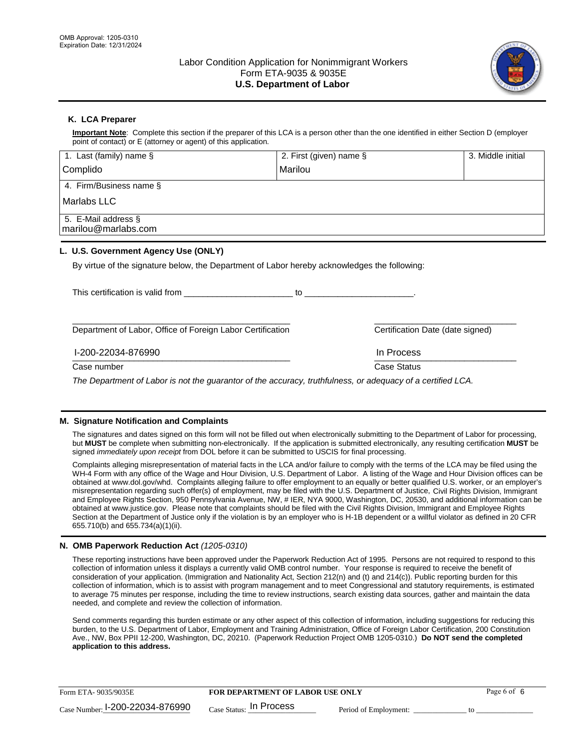OMB Approval: 1205-0310
Expiration Date: 12/31/2024

# Labor Condition Application for Nonimmigrant Workers
## Form ETA-9035 & 9035E
## U.S. Department of Labor

### K. LCA Preparer

**Important Note**: Complete this section if the preparer of this LCA is a person other than the one identified in either Section D (employer point of contact) or E (attorney or agent) of this application.

| 1. Last (family) name § | 2. First (given) name § | 3. Middle initial |
|---|---|---|
| Complido | Marilou | |

4. Firm/Business name §
Marlabs LLC

5. E-Mail address §
marilou@marlabs.com

### L. U.S. Government Agency Use (ONLY)

By virtue of the signature below, the Department of Labor hereby acknowledges the following:

This certification is valid from ______________________ to ______________________.

______________________________________________ Department of Labor, Office of Foreign Labor Certification

______________________________ Certification Date (date signed)

I-200-22034-876990
Case number

In Process
Case Status

*The Department of Labor is not the guarantor of the accuracy, truthfulness, or adequacy of a certified LCA.*

### M. Signature Notification and Complaints

The signatures and dates signed on this form will not be filled out when electronically submitting to the Department of Labor for processing, but **MUST** be complete when submitting non-electronically. If the application is submitted electronically, any resulting certification **MUST** be signed *immediately upon receipt* from DOL before it can be submitted to USCIS for final processing.

Complaints alleging misrepresentation of material facts in the LCA and/or failure to comply with the terms of the LCA may be filed using the WH-4 Form with any office of the Wage and Hour Division, U.S. Department of Labor. A listing of the Wage and Hour Division offices can be obtained at www.dol.gov/whd. Complaints alleging failure to offer employment to an equally or better qualified U.S. worker, or an employer's misrepresentation regarding such offer(s) of employment, may be filed with the U.S. Department of Justice, Civil Rights Division, Immigrant and Employee Rights Section, 950 Pennsylvania Avenue, NW, # IER, NYA 9000, Washington, DC, 20530, and additional information can be obtained at www.justice.gov. Please note that complaints should be filed with the Civil Rights Division, Immigrant and Employee Rights Section at the Department of Justice only if the violation is by an employer who is H-1B dependent or a willful violator as defined in 20 CFR 655.710(b) and 655.734(a)(1)(ii).

### N. OMB Paperwork Reduction Act *(1205-0310)*

These reporting instructions have been approved under the Paperwork Reduction Act of 1995. Persons are not required to respond to this collection of information unless it displays a currently valid OMB control number. Your response is required to receive the benefit of consideration of your application. (Immigration and Nationality Act, Section 212(n) and (t) and 214(c)). Public reporting burden for this collection of information, which is to assist with program management and to meet Congressional and statutory requirements, is estimated to average 75 minutes per response, including the time to review instructions, search existing data sources, gather and maintain the data needed, and complete and review the collection of information.

Send comments regarding this burden estimate or any other aspect of this collection of information, including suggestions for reducing this burden, to the U.S. Department of Labor, Employment and Training Administration, Office of Foreign Labor Certification, 200 Constitution Ave., NW, Box PPII 12-200, Washington, DC, 20210. (Paperwork Reduction Project OMB 1205-0310.) **Do NOT send the completed application to this address.**

Form ETA- 9035/9035E — **FOR DEPARTMENT OF LABOR USE ONLY**

Case Number: I-200-22034-876990 Case Status: In Process Period of Employment: ____________ to ____________